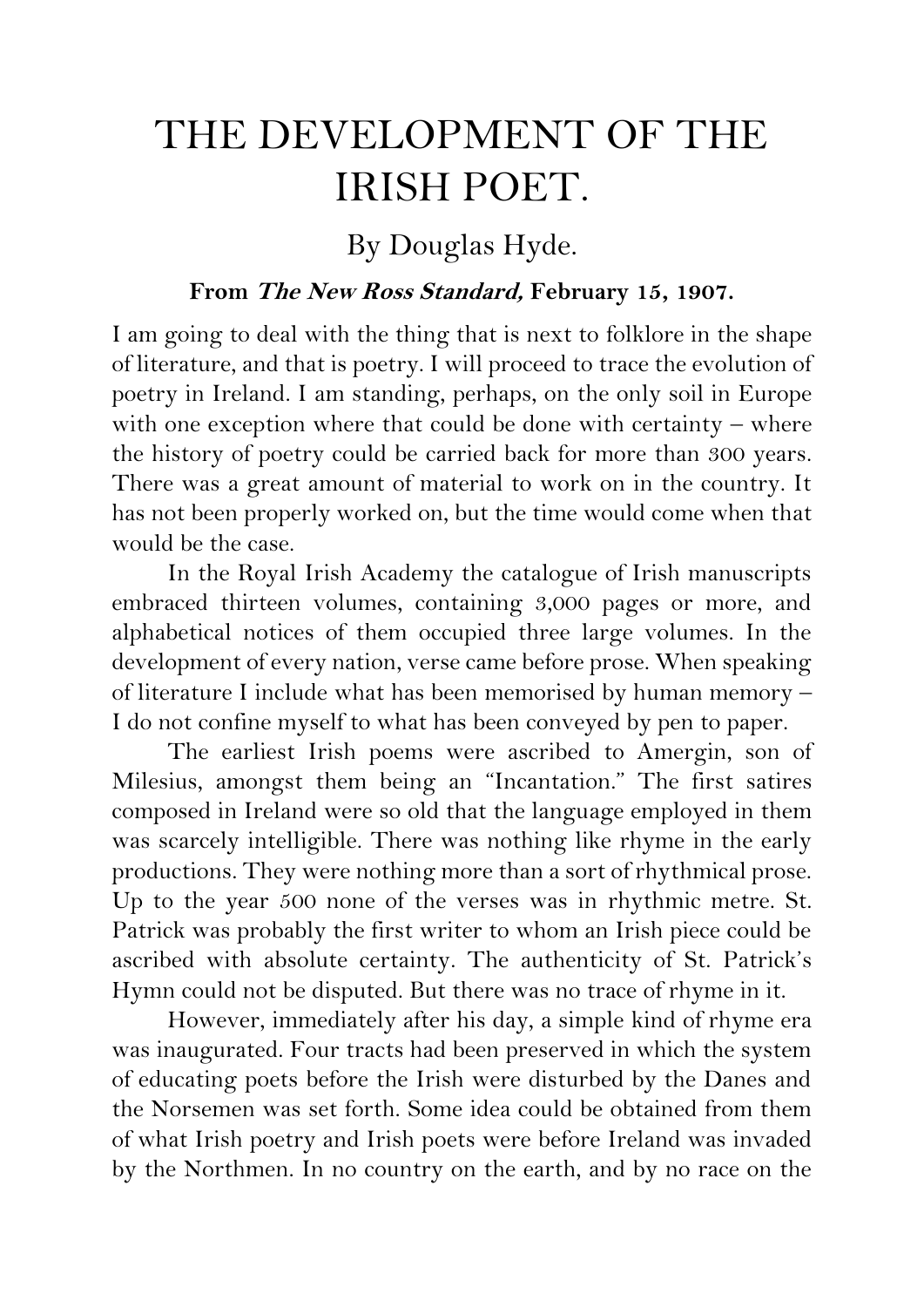# THE DEVELOPMENT OF THE IRISH POET.

By Douglas Hyde.

**From *The New Ross Standard,* February 15, 1907.**

I am going to deal with the thing that is next to folklore in the shape of literature, and that is poetry. I will proceed to trace the evolution of poetry in Ireland. I am standing, perhaps, on the only soil in Europe with one exception where that could be done with certainty – where the history of poetry could be carried back for more than 300 years. There was a great amount of material to work on in the country. It has not been properly worked on, but the time would come when that would be the case.

In the Royal Irish Academy the catalogue of Irish manuscripts embraced thirteen volumes, containing 3,000 pages or more, and alphabetical notices of them occupied three large volumes. In the development of every nation, verse came before prose. When speaking of literature I include what has been memorised by human memory – I do not confine myself to what has been conveyed by pen to paper.

The earliest Irish poems were ascribed to Amergin, son of Milesius, amongst them being an "Incantation." The first satires composed in Ireland were so old that the language employed in them was scarcely intelligible. There was nothing like rhyme in the early productions. They were nothing more than a sort of rhythmical prose. Up to the year 500 none of the verses was in rhythmic metre. St. Patrick was probably the first writer to whom an Irish piece could be ascribed with absolute certainty. The authenticity of St. Patrick's Hymn could not be disputed. But there was no trace of rhyme in it.

However, immediately after his day, a simple kind of rhyme era was inaugurated. Four tracts had been preserved in which the system of educating poets before the Irish were disturbed by the Danes and the Norsemen was set forth. Some idea could be obtained from them of what Irish poetry and Irish poets were before Ireland was invaded by the Northmen. In no country on the earth, and by no race on the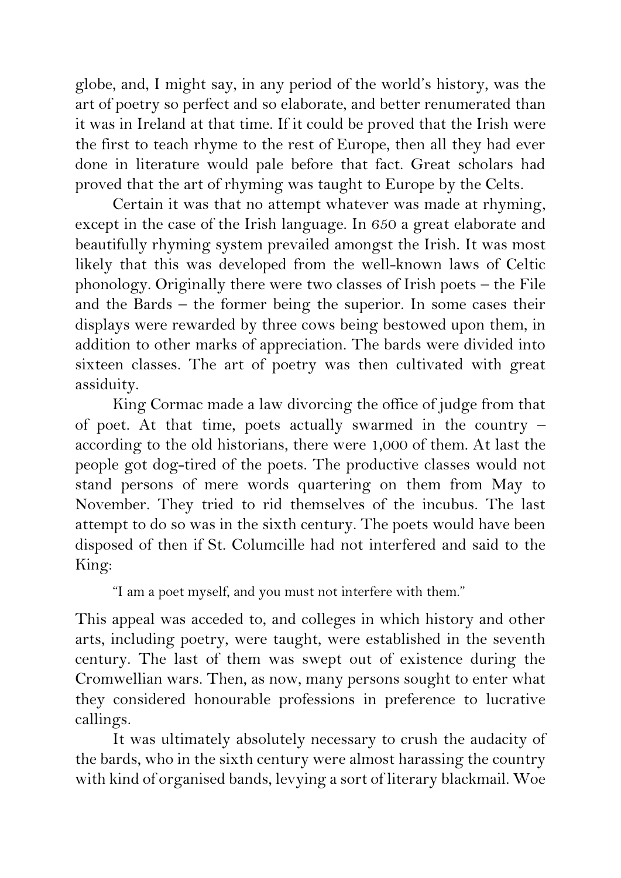globe, and, I might say, in any period of the world's history, was the art of poetry so perfect and so elaborate, and better renumerated than it was in Ireland at that time. If it could be proved that the Irish were the first to teach rhyme to the rest of Europe, then all they had ever done in literature would pale before that fact. Great scholars had proved that the art of rhyming was taught to Europe by the Celts.

Certain it was that no attempt whatever was made at rhyming, except in the case of the Irish language. In 650 a great elaborate and beautifully rhyming system prevailed amongst the Irish. It was most likely that this was developed from the well-known laws of Celtic phonology. Originally there were two classes of Irish poets – the File and the Bards – the former being the superior. In some cases their displays were rewarded by three cows being bestowed upon them, in addition to other marks of appreciation. The bards were divided into sixteen classes. The art of poetry was then cultivated with great assiduity.

King Cormac made a law divorcing the office of judge from that of poet. At that time, poets actually swarmed in the country – according to the old historians, there were 1,000 of them. At last the people got dog-tired of the poets. The productive classes would not stand persons of mere words quartering on them from May to November. They tried to rid themselves of the incubus. The last attempt to do so was in the sixth century. The poets would have been disposed of then if St. Columcille had not interfered and said to the King:

> "I am a poet myself, and you must not interfere with them."

This appeal was acceded to, and colleges in which history and other arts, including poetry, were taught, were established in the seventh century. The last of them was swept out of existence during the Cromwellian wars. Then, as now, many persons sought to enter what they considered honourable professions in preference to lucrative callings.

It was ultimately absolutely necessary to crush the audacity of the bards, who in the sixth century were almost harassing the country with kind of organised bands, levying a sort of literary blackmail. Woe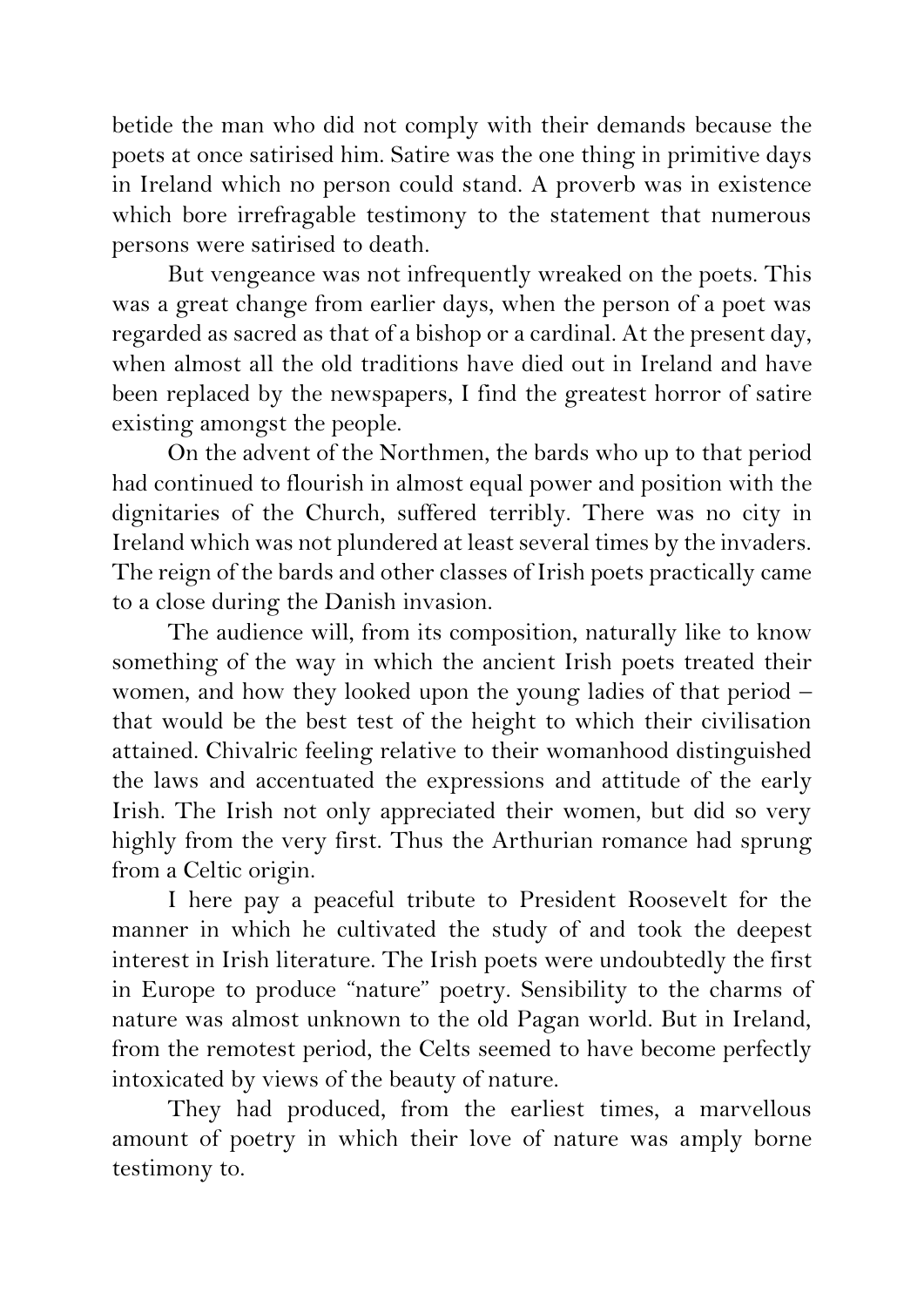betide the man who did not comply with their demands because the poets at once satirised him. Satire was the one thing in primitive days in Ireland which no person could stand. A proverb was in existence which bore irrefragable testimony to the statement that numerous persons were satirised to death.

But vengeance was not infrequently wreaked on the poets. This was a great change from earlier days, when the person of a poet was regarded as sacred as that of a bishop or a cardinal. At the present day, when almost all the old traditions have died out in Ireland and have been replaced by the newspapers, I find the greatest horror of satire existing amongst the people.

On the advent of the Northmen, the bards who up to that period had continued to flourish in almost equal power and position with the dignitaries of the Church, suffered terribly. There was no city in Ireland which was not plundered at least several times by the invaders. The reign of the bards and other classes of Irish poets practically came to a close during the Danish invasion.

The audience will, from its composition, naturally like to know something of the way in which the ancient Irish poets treated their women, and how they looked upon the young ladies of that period – that would be the best test of the height to which their civilisation attained. Chivalric feeling relative to their womanhood distinguished the laws and accentuated the expressions and attitude of the early Irish. The Irish not only appreciated their women, but did so very highly from the very first. Thus the Arthurian romance had sprung from a Celtic origin.

I here pay a peaceful tribute to President Roosevelt for the manner in which he cultivated the study of and took the deepest interest in Irish literature. The Irish poets were undoubtedly the first in Europe to produce "nature" poetry. Sensibility to the charms of nature was almost unknown to the old Pagan world. But in Ireland, from the remotest period, the Celts seemed to have become perfectly intoxicated by views of the beauty of nature.

They had produced, from the earliest times, a marvellous amount of poetry in which their love of nature was amply borne testimony to.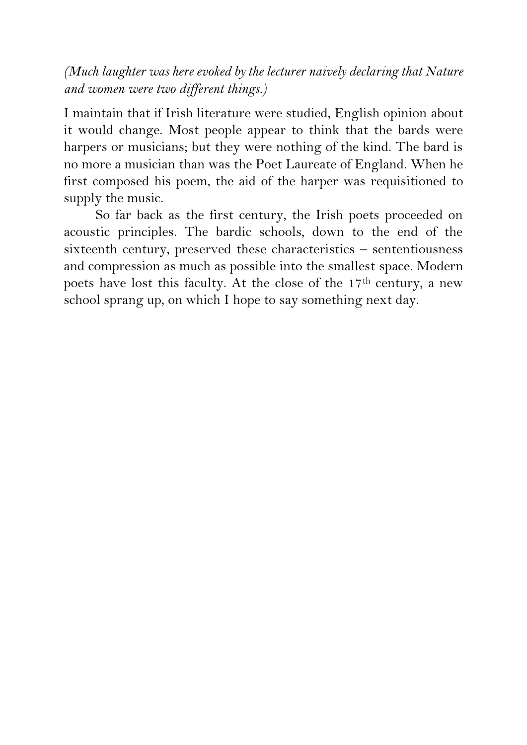*(Much laughter was here evoked by the lecturer naively declaring that Nature and women were two different things.)*

I maintain that if Irish literature were studied, English opinion about it would change. Most people appear to think that the bards were harpers or musicians; but they were nothing of the kind. The bard is no more a musician than was the Poet Laureate of England. When he first composed his poem, the aid of the harper was requisitioned to supply the music.

So far back as the first century, the Irish poets proceeded on acoustic principles. The bardic schools, down to the end of the sixteenth century, preserved these characteristics – sententiousness and compression as much as possible into the smallest space. Modern poets have lost this faculty. At the close of the 17th century, a new school sprang up, on which I hope to say something next day.